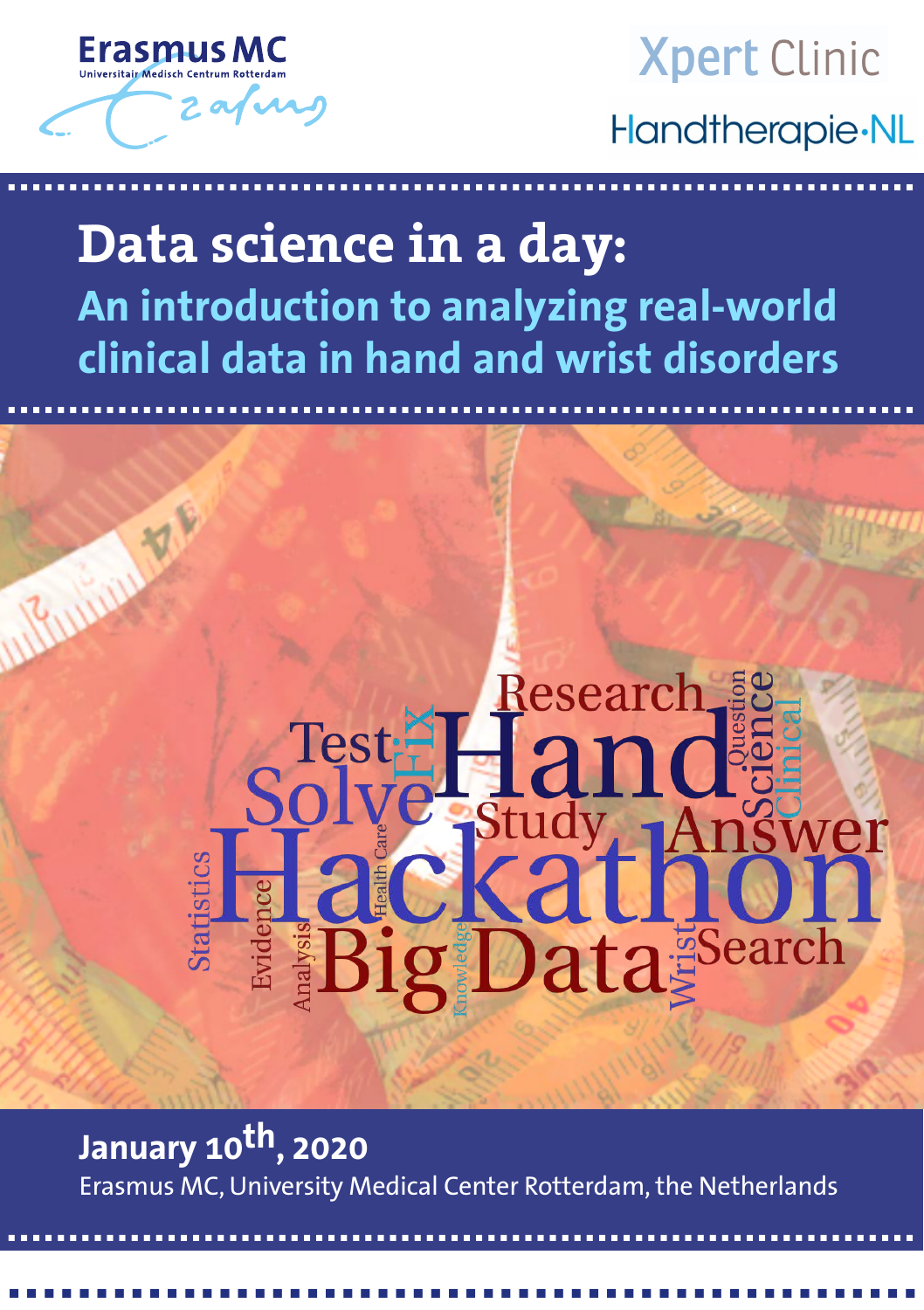Erasmus MC
Universitair Medisch Centrum Rotterdam

Xpert Clinic

Handtherapie·NL

# Data science in a day:

## An introduction to analyzing real-world clinical data in hand and wrist disorders

**January 10th, 2020**

Erasmus MC, University Medical Center Rotterdam, the Netherlands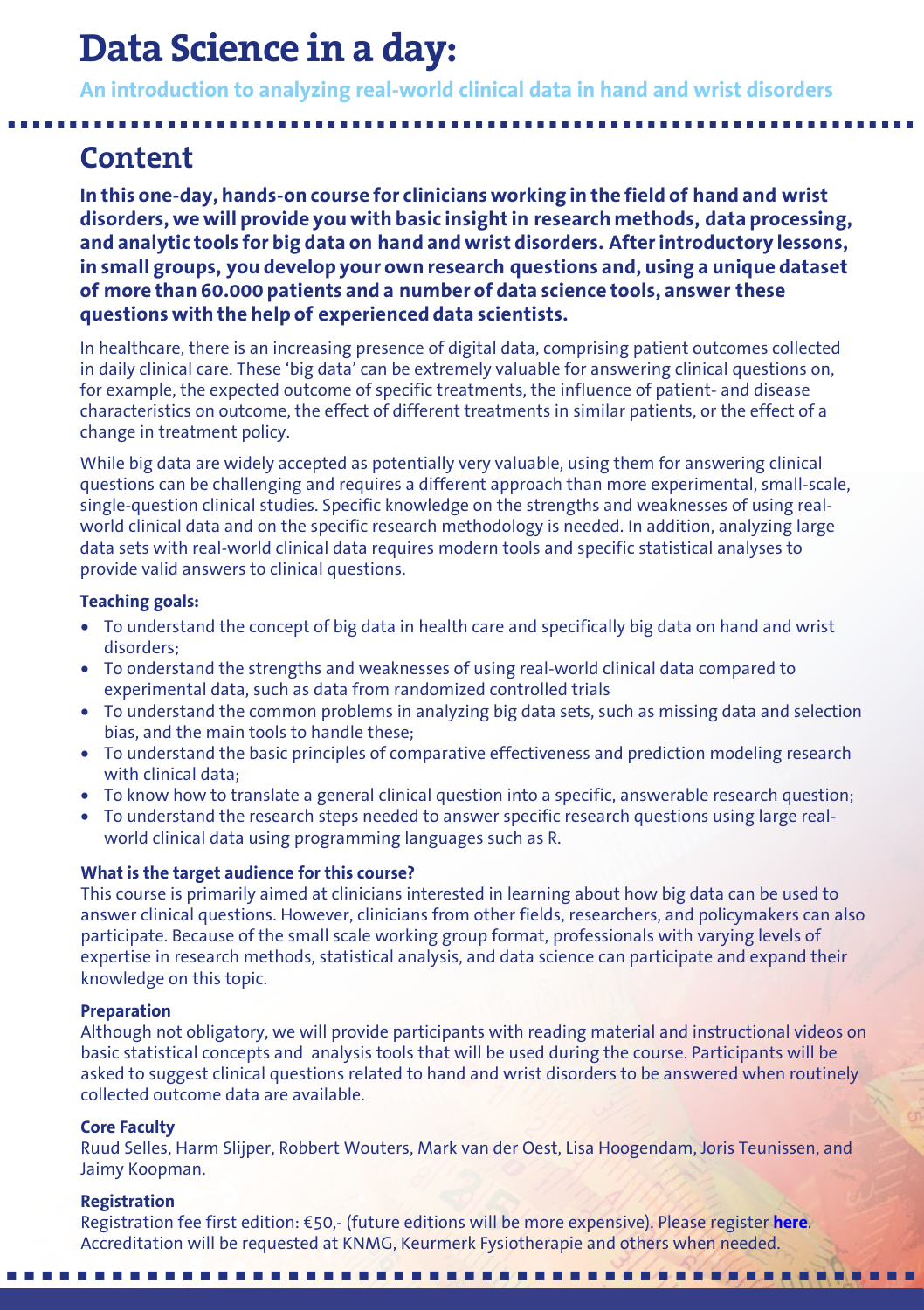# Data Science in a day:

**An introduction to analyzing real-world clinical data in hand and wrist disorders**

## Content

**In this one-day, hands-on course for clinicians working in the field of hand and wrist disorders, we will provide you with basic insight in research methods, data processing, and analytic tools for big data on hand and wrist disorders. After introductory lessons, in small groups, you develop your own research questions and, using a unique dataset of more than 60.000 patients and a number of data science tools, answer these questions with the help of experienced data scientists.**

In healthcare, there is an increasing presence of digital data, comprising patient outcomes collected in daily clinical care. These 'big data' can be extremely valuable for answering clinical questions on, for example, the expected outcome of specific treatments, the influence of patient- and disease characteristics on outcome, the effect of different treatments in similar patients, or the effect of a change in treatment policy.

While big data are widely accepted as potentially very valuable, using them for answering clinical questions can be challenging and requires a different approach than more experimental, small-scale, single-question clinical studies. Specific knowledge on the strengths and weaknesses of using real-world clinical data and on the specific research methodology is needed. In addition, analyzing large data sets with real-world clinical data requires modern tools and specific statistical analyses to provide valid answers to clinical questions.

**Teaching goals:**

- To understand the concept of big data in health care and specifically big data on hand and wrist disorders;
- To onderstand the strengths and weaknesses of using real-world clinical data compared to experimental data, such as data from randomized controlled trials
- To understand the common problems in analyzing big data sets, such as missing data and selection bias, and the main tools to handle these;
- To understand the basic principles of comparative effectiveness and prediction modeling research with clinical data;
- To know how to translate a general clinical question into a specific, answerable research question;
- To understand the research steps needed to answer specific research questions using large real-world clinical data using programming languages such as R.

**What is the target audience for this course?**

This course is primarily aimed at clinicians interested in learning about how big data can be used to answer clinical questions. However, clinicians from other fields, researchers, and policymakers can also participate. Because of the small scale working group format, professionals with varying levels of expertise in research methods, statistical analysis, and data science can participate and expand their knowledge on this topic.

**Preparation**

Although not obligatory, we will provide participants with reading material and instructional videos on basic statistical concepts and analysis tools that will be used during the course. Participants will be asked to suggest clinical questions related to hand and wrist disorders to be answered when routinely collected outcome data are available.

**Core Faculty**

Ruud Selles, Harm Slijper, Robbert Wouters, Mark van der Oest, Lisa Hoogendam, Joris Teunissen, and Jaimy Koopman.

**Registration**

Registration fee first edition: €50,- (future editions will be more expensive). Please register **here**. Accreditation will be requested at KNMG, Keurmerk Fysiotherapie and others when needed.